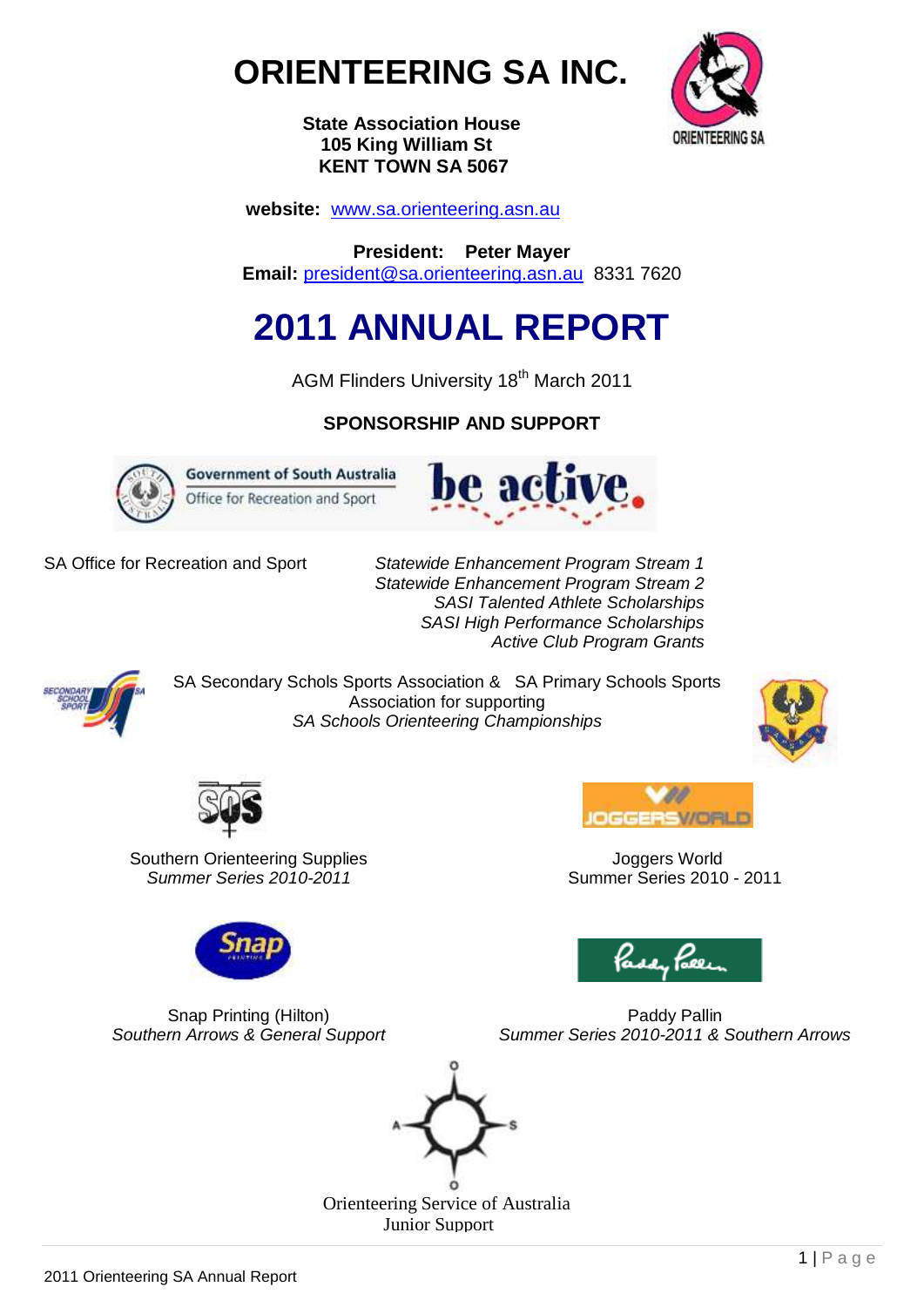# ORIENTEERING SA INC.

**State Association House**
**105 King William St**
**KENT TOWN SA 5067**

**website:** www.sa.orienteering.asn.au

**President: Peter Mayer**
**Email:** president@sa.orienteering.asn.au 8331 7620

# 2011 ANNUAL REPORT

AGM Flinders University 18th March 2011

## SPONSORSHIP AND SUPPORT

SA Office for Recreation and Sport

*Statewide Enhancement Program Stream 1*
*Statewide Enhancement Program Stream 2*
*SASI Talented Athlete Scholarships*
*SASI High Performance Scholarships*
*Active Club Program Grants*

SA Secondary Schols Sports Association & SA Primary Schools Sports Association for supporting
*SA Schools Orienteering Championships*

Southern Orienteering Supplies
*Summer Series 2010-2011*

Joggers World
Summer Series 2010 - 2011

Snap Printing (Hilton)
*Southern Arrows & General Support*

Paddy Pallin
*Summer Series 2010-2011 & Southern Arrows*

Orienteering Service of Australia
Junior Support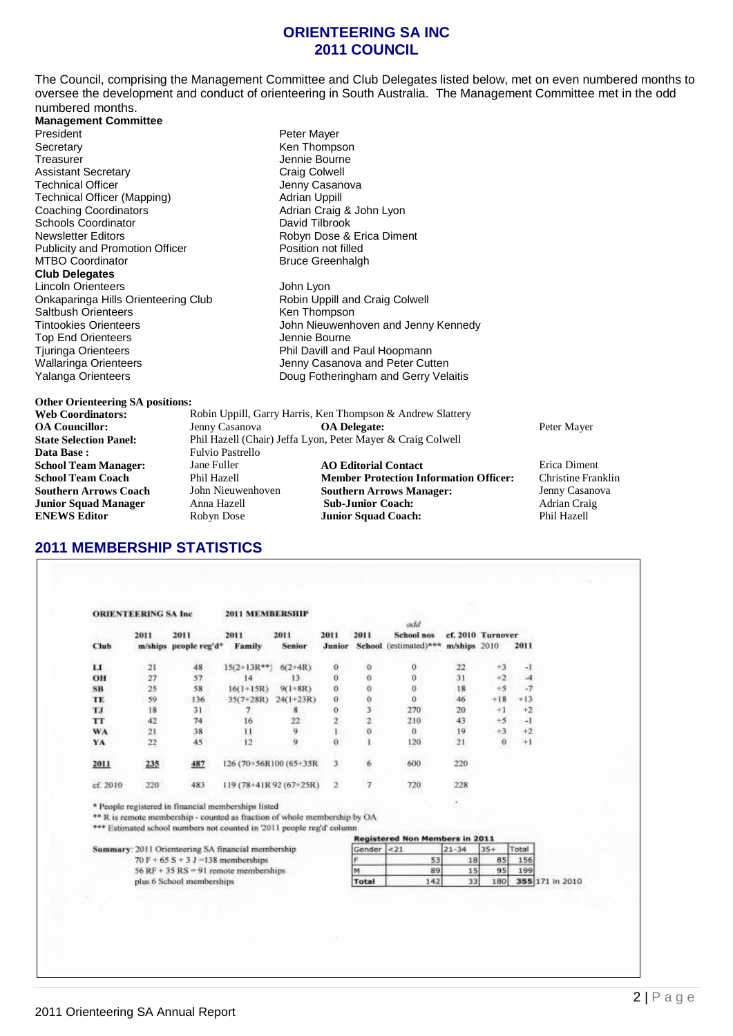# ORIENTEERING SA INC
# 2011 COUNCIL

The Council, comprising the Management Committee and Club Delegates listed below, met on even numbered months to oversee the development and conduct of orienteering in South Australia. The Management Committee met in the odd numbered months.

**Management Committee**

| | |
|---|---|
| President | Peter Mayer |
| Secretary | Ken Thompson |
| Treasurer | Jennie Bourne |
| Assistant Secretary | Craig Colwell |
| Technical Officer | Jenny Casanova |
| Technical Officer (Mapping) | Adrian Uppill |
| Coaching Coordinators | Adrian Craig & John Lyon |
| Schools Coordinator | David Tilbrook |
| Newsletter Editors | Robyn Dose & Erica Diment |
| Publicity and Promotion Officer | Position not filled |
| MTBO Coordinator | Bruce Greenhalgh |

**Club Delegates**

| | |
|---|---|
| Lincoln Orienteers | John Lyon |
| Onkaparinga Hills Orienteering Club | Robin Uppill and Craig Colwell |
| Saltbush Orienteers | Ken Thompson |
| Tintookies Orienteers | John Nieuwenhoven and Jenny Kennedy |
| Top End Orienteers | Jennie Bourne |
| Tjuringa Orienteers | Phil Davill and Paul Hoopmann |
| Wallaringa Orienteers | Jenny Casanova and Peter Cutten |
| Yalanga Orienteers | Doug Fotheringham and Gerry Velaitis |

**Other Orienteering SA positions:**

**Web Coordinators:** Robin Uppill, Garry Harris, Ken Thompson & Andrew Slattery
**OA Councillor:** Jenny Casanova
**OA Delegate:** Peter Mayer
**State Selection Panel:** Phil Hazell (Chair) Jeffa Lyon, Peter Mayer & Craig Colwell
**Data Base :** Fulvio Pastrello
**School Team Manager:** Jane Fuller
**AO Editorial Contact** Erica Diment
**School Team Coach** Phil Hazell
**Member Protection Information Officer:** Christine Franklin
**Southern Arrows Coach** John Nieuwenhoven
**Southern Arrows Manager:** Jenny Casanova
**Junior Squad Manager** Anna Hazell
**Sub-Junior Coach:** Adrian Craig
**ENEWS Editor** Robyn Dose
**Junior Squad Coach:** Phil Hazell

## 2011 MEMBERSHIP STATISTICS

**ORIENTEERING SA Inc — 2011 MEMBERSHIP**

| Club | 2011 m/ships | 2011 people reg'd* | 2011 Family | 2011 Senior | 2011 Junior | 2011 School | *add* School nos (estimated)*** | cf. 2010 m/ships | Turnover 2010 | Turnover 2011 |
|---|---|---|---|---|---|---|---|---|---|---|
| LI | 21 | 48 | 15(2+13R**) | 6(2+4R) | 0 | 0 | 0 | 22 | +3 | -1 |
| OH | 27 | 57 | 14 | 13 | 0 | 0 | 0 | 31 | +2 | -4 |
| SB | 25 | 58 | 16(1+15R) | 9(1+8R) | 0 | 0 | 0 | 18 | +5 | -7 |
| TE | 59 | 136 | 35(7+28R) | 24(1+23R) | 0 | 0 | 0 | 46 | +18 | +13 |
| TJ | 18 | 31 | 7 | 8 | 0 | 3 | 270 | 20 | +1 | +2 |
| TT | 42 | 74 | 16 | 22 | 2 | 2 | 210 | 43 | +5 | -1 |
| WA | 21 | 38 | 11 | 9 | 1 | 0 | 0 | 19 | +3 | +2 |
| YA | 22 | 45 | 12 | 9 | 0 | 1 | 120 | 21 | 0 | +1 |
| **2011** | **235** | **487** | 126 (70+56R | 100 (65+35R | 3 | 6 | 600 | 220 | | |
| cf. 2010 | 220 | 483 | 119 (78+41R | 92 (67+25R) | 2 | 7 | 720 | 228 | | |

\* People registered in financial memberships listed
** R is remote membership - counted as fraction of whole membership by OA
*** Estimated school numbers not counted in '2011 people reg'd' column

**Summary**: 2011 Orienteering SA financial membership
70 F + 65 S + 3 J =138 memberships
56 RF + 35 RS = 91 remote memberships
plus 6 School memberships

**Registered Non Members in 2011**

| Gender | <21 | 21-34 | 35+ | Total | |
|---|---|---|---|---|---|
| F | 53 | 18 | 85 | 156 | |
| M | 89 | 15 | 95 | 199 | |
| Total | 142 | 33 | 180 | **355** | 171 in 2010 |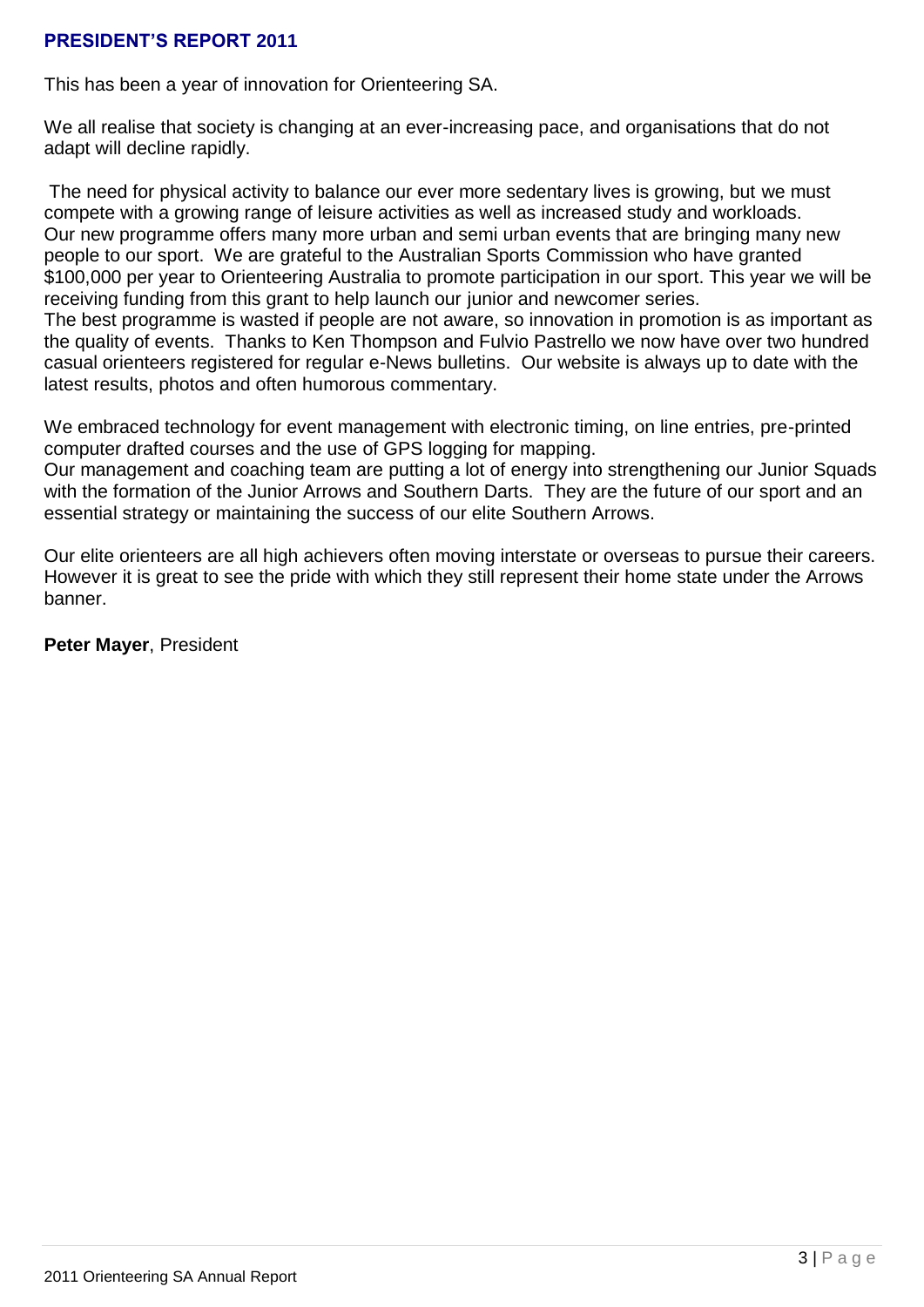## PRESIDENT'S REPORT 2011

This has been a year of innovation for Orienteering SA.

We all realise that society is changing at an ever-increasing pace, and organisations that do not adapt will decline rapidly.

The need for physical activity to balance our ever more sedentary lives is growing, but we must compete with a growing range of leisure activities as well as increased study and workloads. Our new programme offers many more urban and semi urban events that are bringing many new people to our sport. We are grateful to the Australian Sports Commission who have granted $100,000 per year to Orienteering Australia to promote participation in our sport. This year we will be receiving funding from this grant to help launch our junior and newcomer series.
The best programme is wasted if people are not aware, so innovation in promotion is as important as the quality of events. Thanks to Ken Thompson and Fulvio Pastrello we now have over two hundred casual orienteers registered for regular e-News bulletins. Our website is always up to date with the latest results, photos and often humorous commentary.

We embraced technology for event management with electronic timing, on line entries, pre-printed computer drafted courses and the use of GPS logging for mapping.
Our management and coaching team are putting a lot of energy into strengthening our Junior Squads with the formation of the Junior Arrows and Southern Darts. They are the future of our sport and an essential strategy or maintaining the success of our elite Southern Arrows.

Our elite orienteers are all high achievers often moving interstate or overseas to pursue their careers. However it is great to see the pride with which they still represent their home state under the Arrows banner.

**Peter Mayer**, President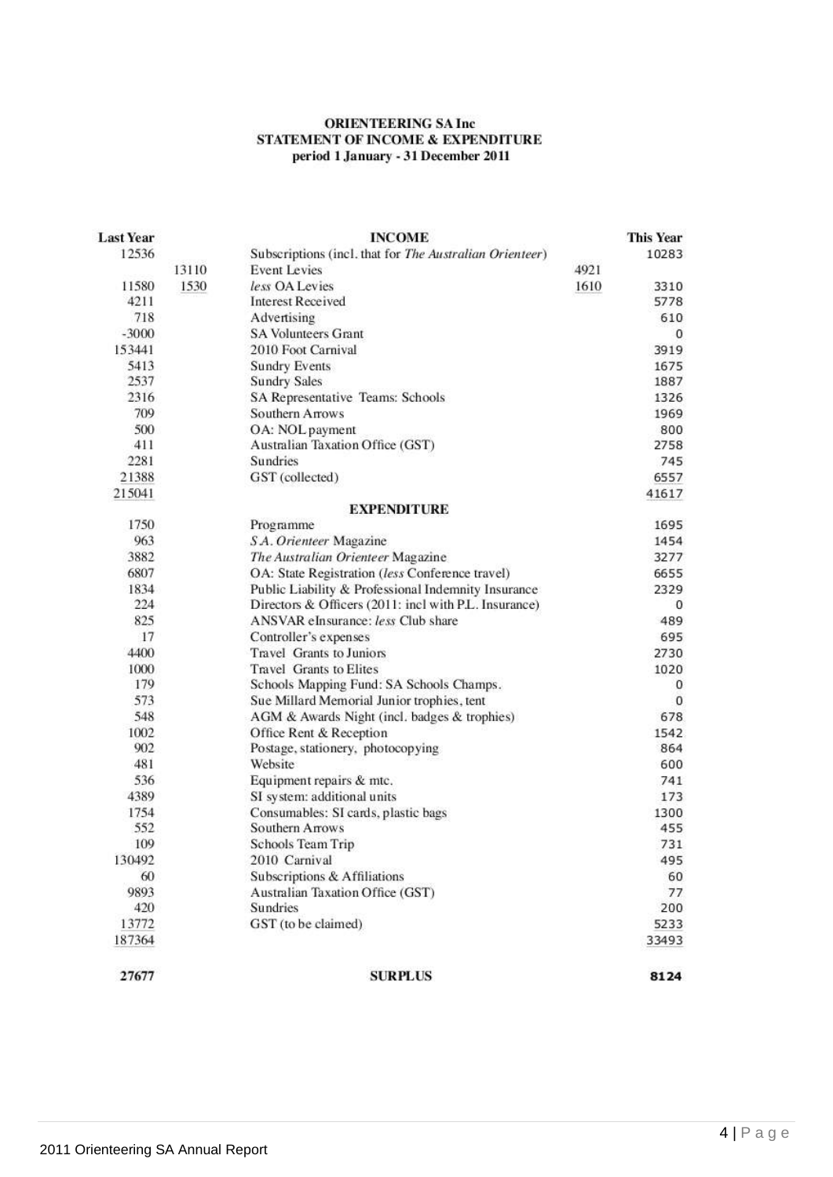**ORIENTEERING SA Inc**
**STATEMENT OF INCOME & EXPENDITURE**
**period 1 January - 31 December 2011**

| Last Year | | | | This Year |
|---|---|---|---|---|
| | | **INCOME** | | |
| 12536 | | Subscriptions (incl. that for *The Australian Orienteer*) | | 10283 |
| | 13110 | Event Levies | 4921 | |
| 11580 | 1530 | *less* OA Levies | 1610 | 3310 |
| 4211 | | Interest Received | | 5778 |
| 718 | | Advertising | | 610 |
| -3000 | | SA Volunteers Grant | | 0 |
| 153441 | | 2010 Foot Carnival | | 3919 |
| 5413 | | Sundry Events | | 1675 |
| 2537 | | Sundry Sales | | 1887 |
| 2316 | | SA Representative Teams: Schools | | 1326 |
| 709 | | Southern Arrows | | 1969 |
| 500 | | OA: NOL payment | | 800 |
| 411 | | Australian Taxation Office (GST) | | 2758 |
| 2281 | | Sundries | | 745 |
| 21388 | | GST (collected) | | 6557 |
| 215041 | | | | 41617 |
| | | **EXPENDITURE** | | |
| 1750 | | Programme | | 1695 |
| 963 | | *S.A. Orienteer* Magazine | | 1454 |
| 3882 | | *The Australian Orienteer* Magazine | | 3277 |
| 6807 | | OA: State Registration (*less* Conference travel) | | 6655 |
| 1834 | | Public Liability & Professional Indemnity Insurance | | 2329 |
| 224 | | Directors & Officers (2011: incl with P.L. Insurance) | | 0 |
| 825 | | ANSVAR eInsurance: *less* Club share | | 489 |
| 17 | | Controller's expenses | | 695 |
| 4400 | | Travel Grants to Juniors | | 2730 |
| 1000 | | Travel Grants to Elites | | 1020 |
| 179 | | Schools Mapping Fund: SA Schools Champs. | | 0 |
| 573 | | Sue Millard Memorial Junior trophies, tent | | 0 |
| 548 | | AGM & Awards Night (incl. badges & trophies) | | 678 |
| 1002 | | Office Rent & Reception | | 1542 |
| 902 | | Postage, stationery, photocopying | | 864 |
| 481 | | Website | | 600 |
| 536 | | Equipment repairs & mtc. | | 741 |
| 4389 | | SI system: additional units | | 173 |
| 1754 | | Consumables: SI cards, plastic bags | | 1300 |
| 552 | | Southern Arrows | | 455 |
| 109 | | Schools Team Trip | | 731 |
| 130492 | | 2010 Carnival | | 495 |
| 60 | | Subscriptions & Affiliations | | 60 |
| 9893 | | Australian Taxation Office (GST) | | 77 |
| 420 | | Sundries | | 200 |
| 13772 | | GST (to be claimed) | | 5233 |
| 187364 | | | | 33493 |
| **27677** | | **SURPLUS** | | **8124** |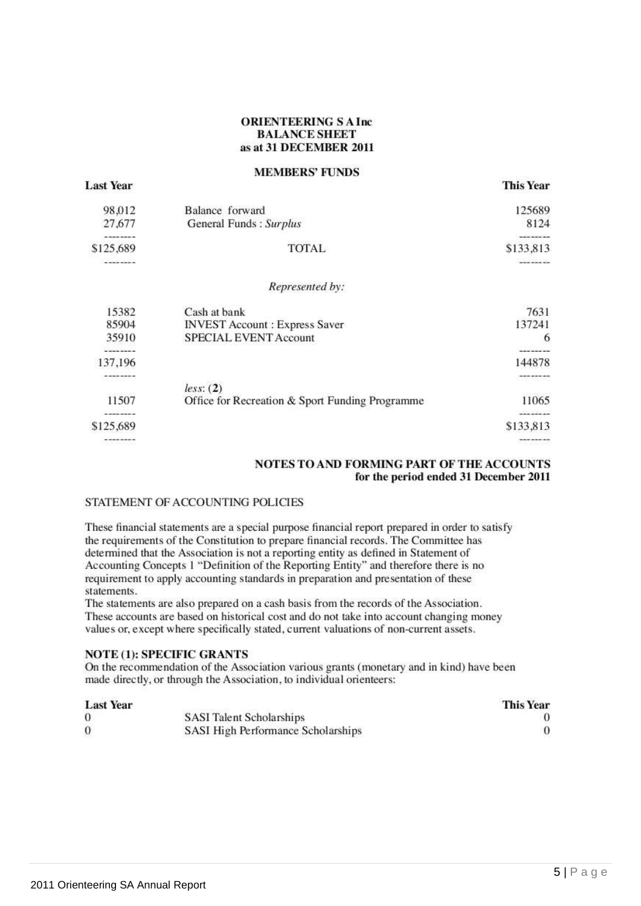# ORIENTEERING S A Inc
## BALANCE SHEET
### as at 31 DECEMBER 2011

**MEMBERS' FUNDS**

| Last Year | | This Year |
|---|---|---|
| 98,012 | Balance forward | 125689 |
| 27,677 | General Funds : *Surplus* | 8124 |
| -------- | | -------- |
| $125,689 | TOTAL | $133,813 |
| -------- | | -------- |
| | *Represented by:* | |
| 15382 | Cash at bank | 7631 |
| 85904 | INVEST Account : Express Saver | 137241 |
| 35910 | SPECIAL EVENT Account | 6 |
| -------- | | -------- |
| 137,196 | | 144878 |
| -------- | | -------- |
| | *less*: (**2**) | |
| 11507 | Office for Recreation & Sport Funding Programme | 11065 |
| -------- | | -------- |
| $125,689 | | $133,813 |
| -------- | | -------- |

## NOTES TO AND FORMING PART OF THE ACCOUNTS
### for the period ended 31 December 2011

STATEMENT OF ACCOUNTING POLICIES

These financial statements are a special purpose financial report prepared in order to satisfy the requirements of the Constitution to prepare financial records. The Committee has determined that the Association is not a reporting entity as defined in Statement of Accounting Concepts 1 "Definition of the Reporting Entity" and therefore there is no requirement to apply accounting standards in preparation and presentation of these statements.
The statements are also prepared on a cash basis from the records of the Association. These accounts are based on historical cost and do not take into account changing money values or, except where specifically stated, current valuations of non-current assets.

**NOTE (1): SPECIFIC GRANTS**

On the recommendation of the Association various grants (monetary and in kind) have been made directly, or through the Association, to individual orienteers:

| Last Year | | This Year |
|---|---|---|
| 0 | SASI Talent Scholarships | 0 |
| 0 | SASI High Performance Scholarships | 0 |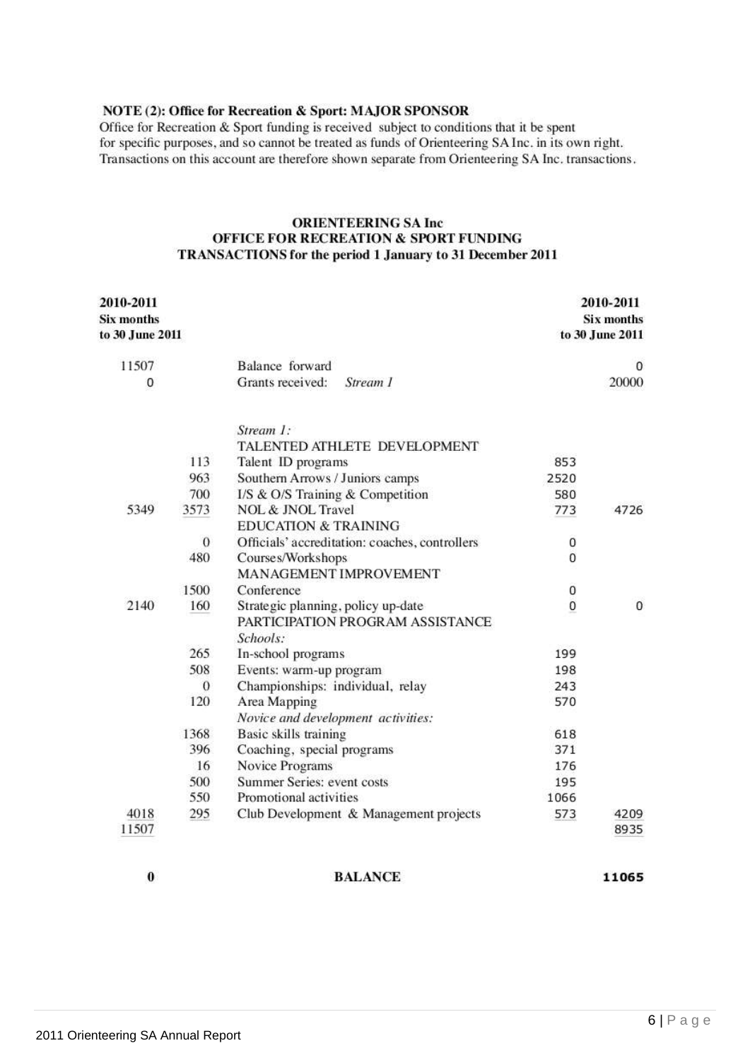**NOTE (2): Office for Recreation & Sport: MAJOR SPONSOR**

Office for Recreation & Sport funding is received subject to conditions that it be spent for specific purposes, and so cannot be treated as funds of Orienteering SA Inc. in its own right. Transactions on this account are therefore shown separate from Orienteering SA Inc. transactions.

**ORIENTEERING SA Inc**
**OFFICE FOR RECREATION & SPORT FUNDING**
**TRANSACTIONS for the period 1 January to 31 December 2011**

| 2010-2011 Six months to 30 June 2011 | | | | 2010-2011 Six months to 30 June 2011 |
|---|---|---|---|---|
| 11507 | | Balance forward | | 0 |
| 0 | | Grants received: *Stream 1* | | 20000 |
| | | *Stream 1:* | | |
| | | TALENTED ATHLETE DEVELOPMENT | | |
| | 113 | Talent ID programs | 853 | |
| | 963 | Southern Arrows / Juniors camps | 2520 | |
| | 700 | I/S & O/S Training & Competition | 580 | |
| 5349 | 3573 | NOL & JNOL Travel | 773 | 4726 |
| | | EDUCATION & TRAINING | | |
| | 0 | Officials' accreditation: coaches, controllers | 0 | |
| | 480 | Courses/Workshops | 0 | |
| | | MANAGEMENT IMPROVEMENT | | |
| | 1500 | Conference | 0 | |
| 2140 | 160 | Strategic planning, policy up-date | 0 | 0 |
| | | PARTICIPATION PROGRAM ASSISTANCE | | |
| | | *Schools:* | | |
| | 265 | In-school programs | 199 | |
| | 508 | Events: warm-up program | 198 | |
| | 0 | Championships: individual, relay | 243 | |
| | 120 | Area Mapping | 570 | |
| | | *Novice and development activities:* | | |
| | 1368 | Basic skills training | 618 | |
| | 396 | Coaching, special programs | 371 | |
| | 16 | Novice Programs | 176 | |
| | 500 | Summer Series: event costs | 195 | |
| | 550 | Promotional activities | 1066 | |
| 4018 | 295 | Club Development & Management projects | 573 | 4209 |
| 11507 | | | | 8935 |
| **0** | | **BALANCE** | | **11065** |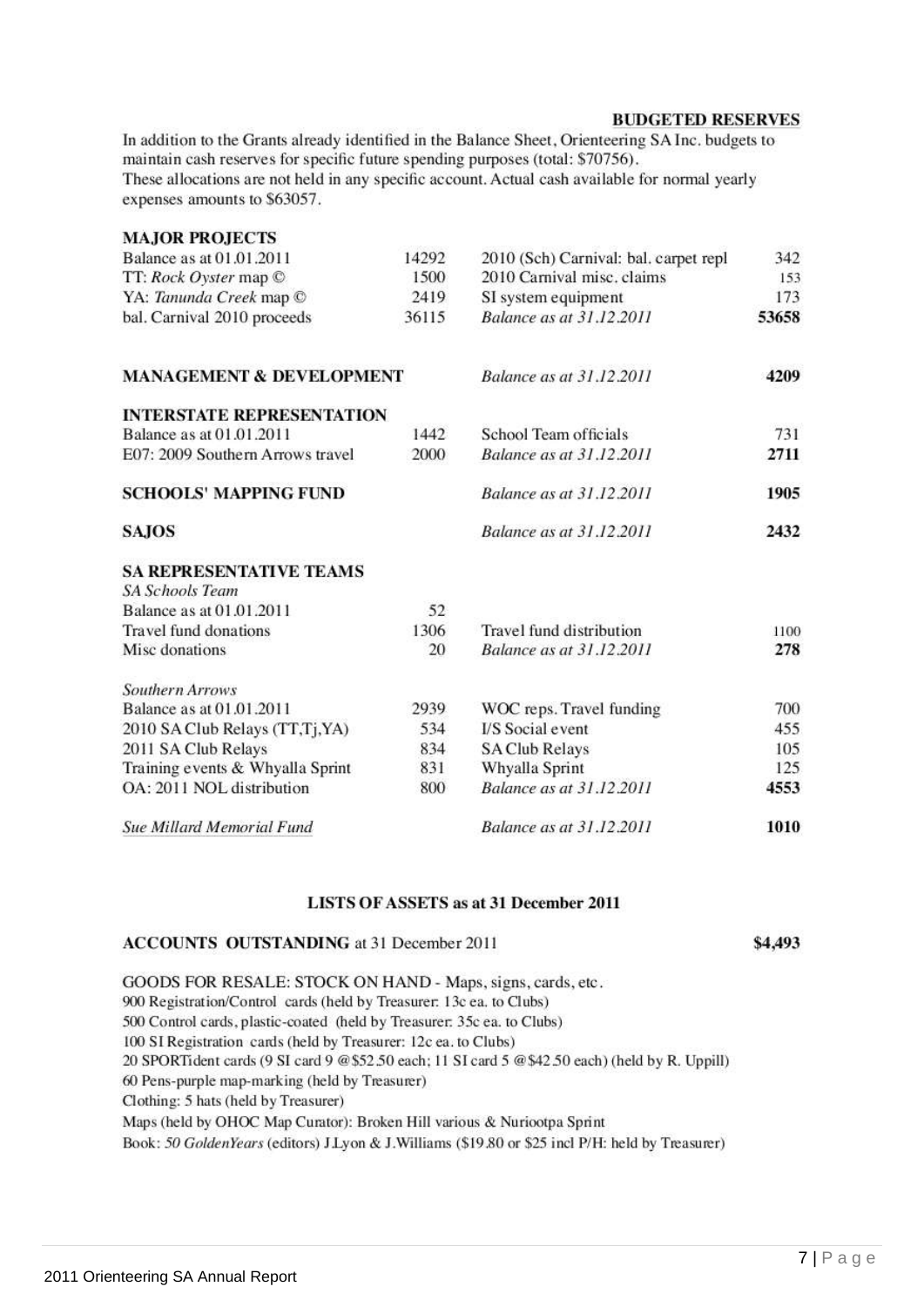## BUDGETED RESERVES

In addition to the Grants already identified in the Balance Sheet, Orienteering SA Inc. budgets to maintain cash reserves for specific future spending purposes (total: $70756).
These allocations are not held in any specific account. Actual cash available for normal yearly expenses amounts to $63057.

### MAJOR PROJECTS

| | | | |
|---|---|---|---|
| Balance as at 01.01.2011 | 14292 | 2010 (Sch) Carnival: bal. carpet repl | 342 |
| TT: *Rock Oyster* map © | 1500 | 2010 Carnival misc. claims | 153 |
| YA: *Tanunda Creek* map © | 2419 | SI system equipment | 173 |
| bal. Carnival 2010 proceeds | 36115 | *Balance as at 31.12.2011* | **53658** |

### MANAGEMENT & DEVELOPMENT

| | | | |
|---|---|---|---|
| | | *Balance as at 31.12.2011* | **4209** |

### INTERSTATE REPRESENTATION

| | | | |
|---|---|---|---|
| Balance as at 01.01.2011 | 1442 | School Team officials | 731 |
| E07: 2009 Southern Arrows travel | 2000 | *Balance as at 31.12.2011* | **2711** |

### SCHOOLS' MAPPING FUND

| | | | |
|---|---|---|---|
| | | *Balance as at 31.12.2011* | **1905** |

### SAJOS

| | | | |
|---|---|---|---|
| | | *Balance as at 31.12.2011* | **2432** |

### SA REPRESENTATIVE TEAMS

*SA Schools Team*

| | | | |
|---|---|---|---|
| Balance as at 01.01.2011 | 52 | | |
| Travel fund donations | 1306 | Travel fund distribution | 1100 |
| Misc donations | 20 | *Balance as at 31.12.2011* | **278** |

*Southern Arrows*

| | | | |
|---|---|---|---|
| Balance as at 01.01.2011 | 2939 | WOC reps. Travel funding | 700 |
| 2010 SA Club Relays (TT,Tj,YA) | 534 | I/S Social event | 455 |
| 2011 SA Club Relays | 834 | SA Club Relays | 105 |
| Training events & Whyalla Sprint | 831 | Whyalla Sprint | 125 |
| OA: 2011 NOL distribution | 800 | *Balance as at 31.12.2011* | **4553** |

| | | | |
|---|---|---|---|
| *Sue Millard Memorial Fund* | | *Balance as at 31.12.2011* | **1010** |

## LISTS OF ASSETS as at 31 December 2011

**ACCOUNTS OUTSTANDING** at 31 December 2011 — **$4,493**

GOODS FOR RESALE: STOCK ON HAND - Maps, signs, cards, etc.
900 Registration/Control cards (held by Treasurer: 13c ea. to Clubs)
500 Control cards, plastic-coated (held by Treasurer: 35c ea. to Clubs)
100 SI Registration cards (held by Treasurer: 12c ea. to Clubs)
20 SPORTident cards (9 SI card 9 @$52.50 each; 11 SI card 5 @$42.50 each) (held by R. Uppill)
60 Pens-purple map-marking (held by Treasurer)
Clothing: 5 hats (held by Treasurer)
Maps (held by OHOC Map Curator): Broken Hill various & Nuriootpa Sprint
Book: *50 GoldenYears* (editors) J.Lyon & J.Williams ($19.80 or $25 incl P/H: held by Treasurer)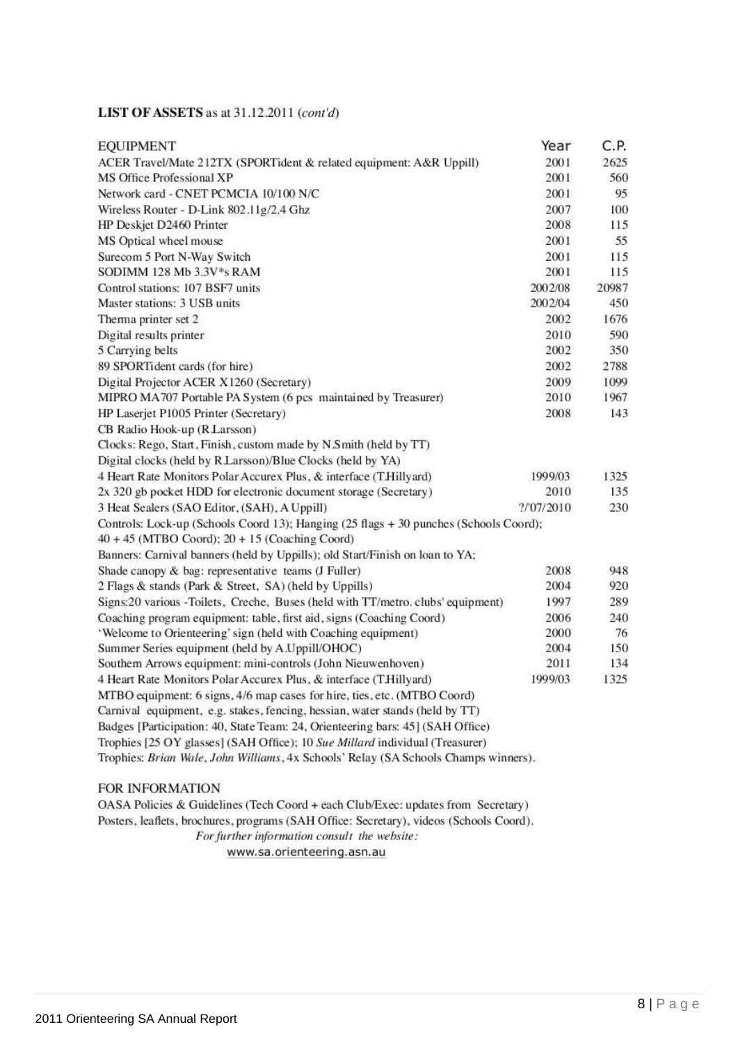**LIST OF ASSETS** as at 31.12.2011 (*cont'd*)

| EQUIPMENT | Year | C.P. |
|---|---|---|
| ACER Travel/Mate 212TX (SPORTident & related equipment: A&R Uppill) | 2001 | 2625 |
| MS Office Professional XP | 2001 | 560 |
| Network card - CNET PCMCIA 10/100 N/C | 2001 | 95 |
| Wireless Router - D-Link 802.11g/2.4 Ghz | 2007 | 100 |
| HP Deskjet D2460 Printer | 2008 | 115 |
| MS Optical wheel mouse | 2001 | 55 |
| Surecom 5 Port N-Way Switch | 2001 | 115 |
| SODIMM 128 Mb 3.3V*s RAM | 2001 | 115 |
| Control stations: 107 BSF7 units | 2002/08 | 20987 |
| Master stations: 3 USB units | 2002/04 | 450 |
| Therma printer set 2 | 2002 | 1676 |
| Digital results printer | 2010 | 590 |
| 5 Carrying belts | 2002 | 350 |
| 89 SPORTident cards (for hire) | 2002 | 2788 |
| Digital Projector ACER X1260 (Secretary) | 2009 | 1099 |
| MIPRO MA707 Portable PA System (6 pcs maintained by Treasurer) | 2010 | 1967 |
| HP Laserjet P1005 Printer (Secretary) | 2008 | 143 |
| CB Radio Hook-up (R.Larsson) | | |
| Clocks: Rego, Start, Finish, custom made by N.Smith (held by TT) | | |
| Digital clocks (held by R.Larsson)/Blue Clocks (held by YA) | | |
| 4 Heart Rate Monitors Polar Accurex Plus, & interface (T.Hillyard) | 1999/03 | 1325 |
| 2x 320 gb pocket HDD for electronic document storage (Secretary) | 2010 | 135 |
| 3 Heat Sealers (SAO Editor, (SAH), A Uppill) | ?/07/2010 | 230 |
| Controls: Lock-up (Schools Coord 13); Hanging (25 flags + 30 punches (Schools Coord); 40 + 45 (MTBO Coord); 20 + 15 (Coaching Coord) | | |
| Banners: Carnival banners (held by Uppills); old Start/Finish on loan to YA; | | |
| Shade canopy & bag: representative teams (J Fuller) | 2008 | 948 |
| 2 Flags & stands (Park & Street, SA) (held by Uppills) | 2004 | 920 |
| Signs:20 various -Toilets, Creche, Buses (held with TT/metro. clubs' equipment) | 1997 | 289 |
| Coaching program equipment: table, first aid, signs (Coaching Coord) | 2006 | 240 |
| 'Welcome to Orienteering' sign (held with Coaching equipment) | 2000 | 76 |
| Summer Series equipment (held by A.Uppill/OHOC) | 2004 | 150 |
| Southern Arrows equipment: mini-controls (John Nieuwenhoven) | 2011 | 134 |
| 4 Heart Rate Monitors Polar Accurex Plus, & interface (T.Hillyard) | 1999/03 | 1325 |
| MTBO equipment: 6 signs, 4/6 map cases for hire, ties, etc. (MTBO Coord) | | |
| Carnival equipment, e.g. stakes, fencing, hessian, water stands (held by TT) | | |
| Badges [Participation: 40, State Team: 24, Orienteering bars: 45] (SAH Office) | | |
| Trophies [25 OY glasses] (SAH Office); 10 *Sue Millard* individual (Treasurer) | | |
| Trophies: *Brian Wale*, *John Williams*, 4x Schools' Relay (SA Schools Champs winners). | | |

FOR INFORMATION

OASA Policies & Guidelines (Tech Coord + each Club/Exec: updates from Secretary)
Posters, leaflets, brochures, programs (SAH Office: Secretary), videos (Schools Coord).

*For further information consult the website:*
www.sa.orienteering.asn.au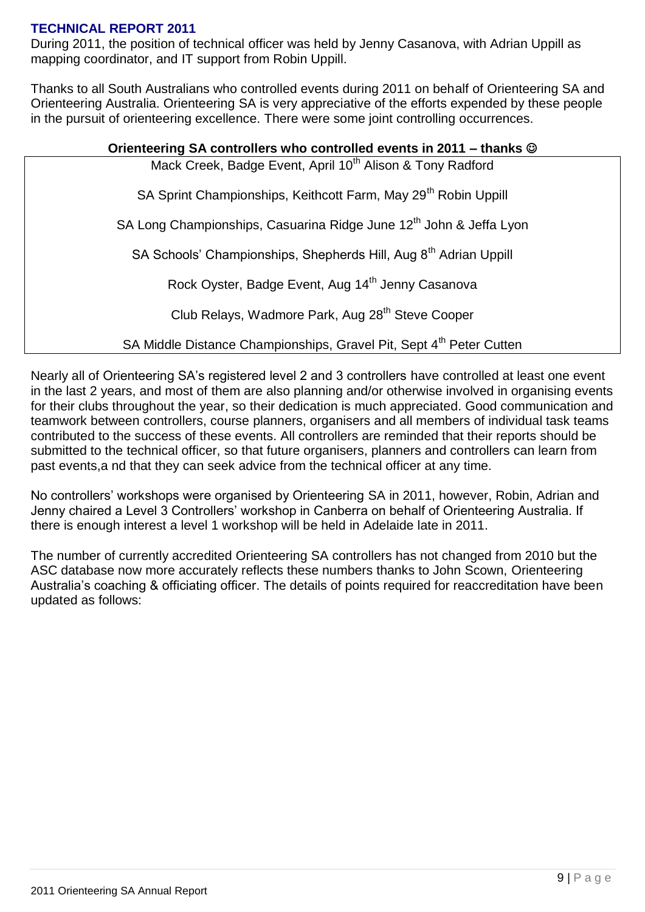## TECHNICAL REPORT 2011

During 2011, the position of technical officer was held by Jenny Casanova, with Adrian Uppill as mapping coordinator, and IT support from Robin Uppill.

Thanks to all South Australians who controlled events during 2011 on behalf of Orienteering SA and Orienteering Australia. Orienteering SA is very appreciative of the efforts expended by these people in the pursuit of orienteering excellence. There were some joint controlling occurrences.

| **Orienteering SA controllers who controlled events in 2011 – thanks ☺** |
|---|
| Mack Creek, Badge Event, April 10th Alison & Tony Radford |
| SA Sprint Championships, Keithcott Farm, May 29th Robin Uppill |
| SA Long Championships, Casuarina Ridge June 12th John & Jeffa Lyon |
| SA Schools' Championships, Shepherds Hill, Aug 8th Adrian Uppill |
| Rock Oyster, Badge Event, Aug 14th Jenny Casanova |
| Club Relays, Wadmore Park, Aug 28th Steve Cooper |
| SA Middle Distance Championships, Gravel Pit, Sept 4th Peter Cutten |

Nearly all of Orienteering SA's registered level 2 and 3 controllers have controlled at least one event in the last 2 years, and most of them are also planning and/or otherwise involved in organising events for their clubs throughout the year, so their dedication is much appreciated. Good communication and teamwork between controllers, course planners, organisers and all members of individual task teams contributed to the success of these events. All controllers are reminded that their reports should be submitted to the technical officer, so that future organisers, planners and controllers can learn from past events,a nd that they can seek advice from the technical officer at any time.

No controllers' workshops were organised by Orienteering SA in 2011, however, Robin, Adrian and Jenny chaired a Level 3 Controllers' workshop in Canberra on behalf of Orienteering Australia. If there is enough interest a level 1 workshop will be held in Adelaide late in 2011.

The number of currently accredited Orienteering SA controllers has not changed from 2010 but the ASC database now more accurately reflects these numbers thanks to John Scown, Orienteering Australia's coaching & officiating officer. The details of points required for reaccreditation have been updated as follows: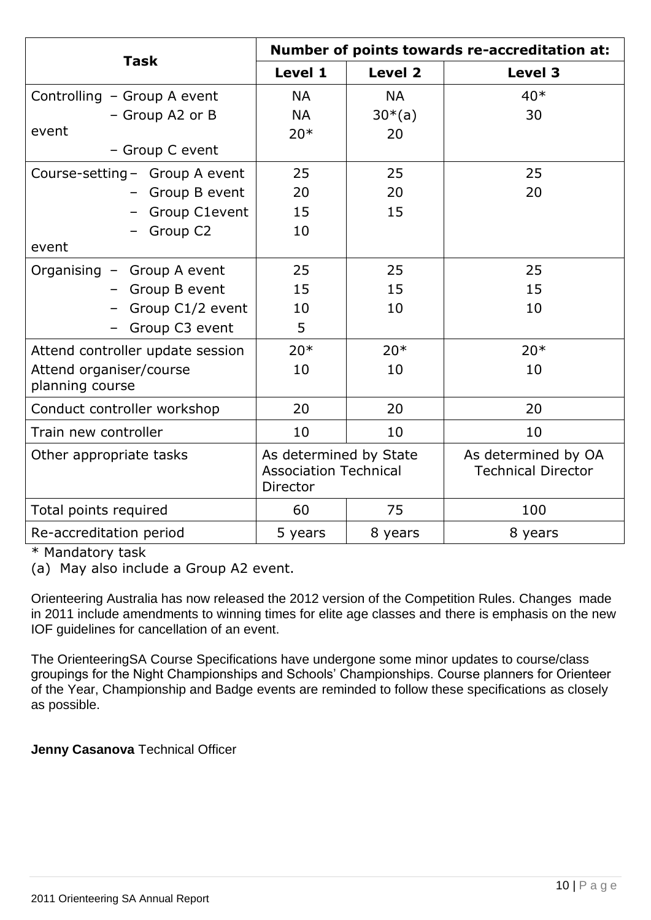| Task | Number of points towards re-accreditation at: | | |
|---|---|---|---|
| | Level 1 | Level 2 | Level 3 |
| Controlling – Group A event<br>– Group A2 or B event<br>– Group C event | NA<br>NA<br>20* | NA<br>30*(a)<br>20 | 40*<br>30 |
| Course-setting – Group A event<br>– Group B event<br>– Group C1event<br>– Group C2 event | 25<br>20<br>15<br>10 | 25<br>20<br>15 | 25<br>20 |
| Organising – Group A event<br>– Group B event<br>– Group C1/2 event<br>– Group C3 event | 25<br>15<br>10<br>5 | 25<br>15<br>10 | 25<br>15<br>10 |
| Attend controller update session<br>Attend organiser/course planning course | 20*<br>10 | 20*<br>10 | 20*<br>10 |
| Conduct controller workshop | 20 | 20 | 20 |
| Train new controller | 10 | 10 | 10 |
| Other appropriate tasks | As determined by State Association Technical Director | | As determined by OA Technical Director |
| Total points required | 60 | 75 | 100 |
| Re-accreditation period | 5 years | 8 years | 8 years |

* Mandatory task

(a) May also include a Group A2 event.

Orienteering Australia has now released the 2012 version of the Competition Rules. Changes made in 2011 include amendments to winning times for elite age classes and there is emphasis on the new IOF guidelines for cancellation of an event.

The OrienteeringSA Course Specifications have undergone some minor updates to course/class groupings for the Night Championships and Schools' Championships. Course planners for Orienteer of the Year, Championship and Badge events are reminded to follow these specifications as closely as possible.

**Jenny Casanova** Technical Officer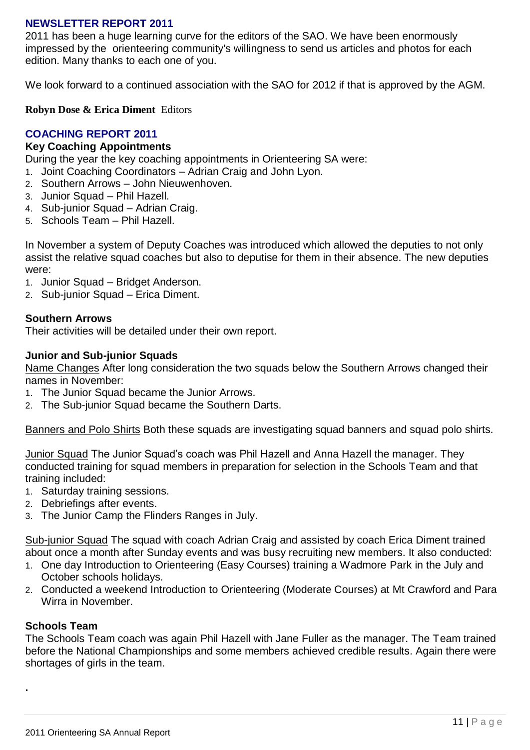## NEWSLETTER REPORT 2011

2011 has been a huge learning curve for the editors of the SAO. We have been enormously impressed by the orienteering community's willingness to send us articles and photos for each edition. Many thanks to each one of you.

We look forward to a continued association with the SAO for 2012 if that is approved by the AGM.

**Robyn Dose & Erica Diment** Editors

## COACHING REPORT 2011

### Key Coaching Appointments

During the year the key coaching appointments in Orienteering SA were:

1. Joint Coaching Coordinators – Adrian Craig and John Lyon.
2. Southern Arrows – John Nieuwenhoven.
3. Junior Squad – Phil Hazell.
4. Sub-junior Squad – Adrian Craig.
5. Schools Team – Phil Hazell.

In November a system of Deputy Coaches was introduced which allowed the deputies to not only assist the relative squad coaches but also to deputise for them in their absence. The new deputies were:

1. Junior Squad – Bridget Anderson.
2. Sub-junior Squad – Erica Diment.

### Southern Arrows

Their activities will be detailed under their own report.

### Junior and Sub-junior Squads

Name Changes After long consideration the two squads below the Southern Arrows changed their names in November:

1. The Junior Squad became the Junior Arrows.
2. The Sub-junior Squad became the Southern Darts.

Banners and Polo Shirts Both these squads are investigating squad banners and squad polo shirts.

Junior Squad The Junior Squad's coach was Phil Hazell and Anna Hazell the manager. They conducted training for squad members in preparation for selection in the Schools Team and that training included:

1. Saturday training sessions.
2. Debriefings after events.
3. The Junior Camp the Flinders Ranges in July.

Sub-junior Squad The squad with coach Adrian Craig and assisted by coach Erica Diment trained about once a month after Sunday events and was busy recruiting new members. It also conducted:

1. One day Introduction to Orienteering (Easy Courses) training a Wadmore Park in the July and October schools holidays.
2. Conducted a weekend Introduction to Orienteering (Moderate Courses) at Mt Crawford and Para Wirra in November.

### Schools Team

The Schools Team coach was again Phil Hazell with Jane Fuller as the manager. The Team trained before the National Championships and some members achieved credible results. Again there were shortages of girls in the team.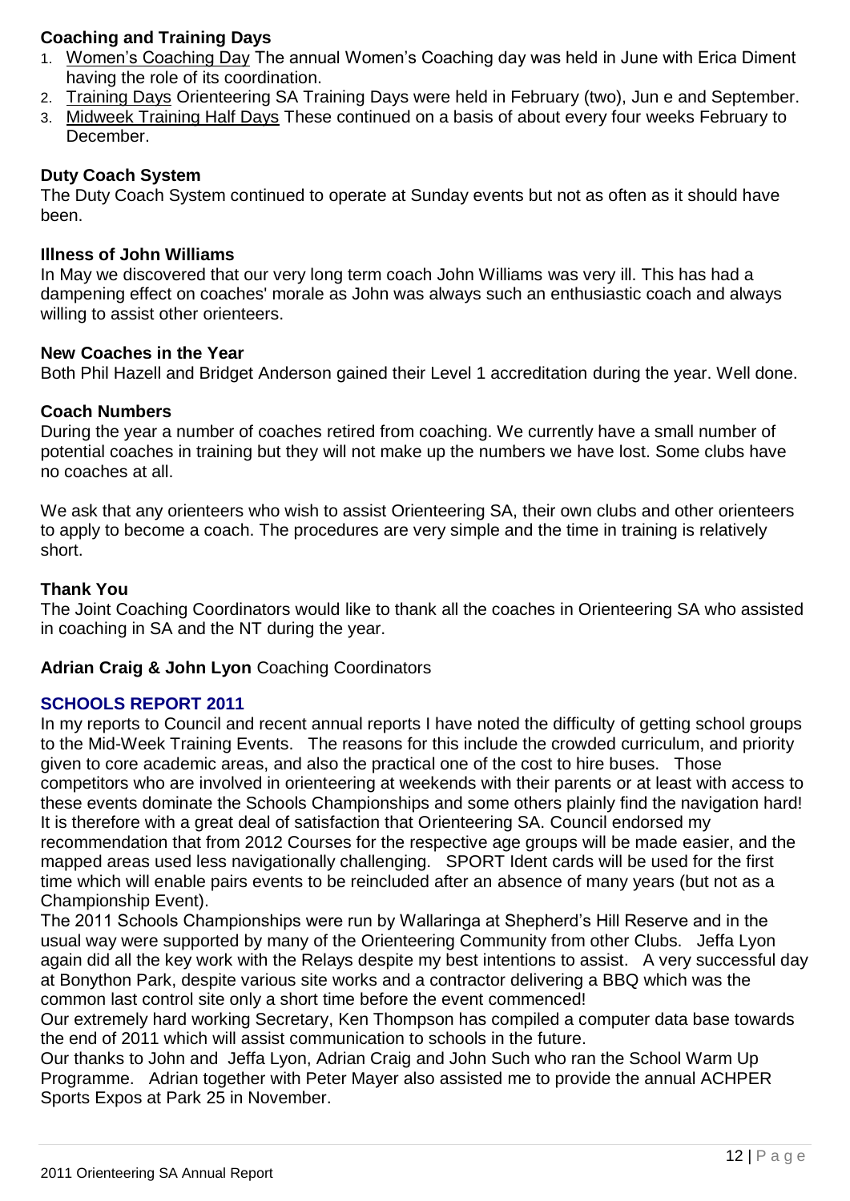### Coaching and Training Days

1. Women's Coaching Day The annual Women's Coaching day was held in June with Erica Diment having the role of its coordination.
2. Training Days Orienteering SA Training Days were held in February (two), Jun e and September.
3. Midweek Training Half Days These continued on a basis of about every four weeks February to December.

### Duty Coach System

The Duty Coach System continued to operate at Sunday events but not as often as it should have been.

### Illness of John Williams

In May we discovered that our very long term coach John Williams was very ill. This has had a dampening effect on coaches' morale as John was always such an enthusiastic coach and always willing to assist other orienteers.

### New Coaches in the Year

Both Phil Hazell and Bridget Anderson gained their Level 1 accreditation during the year. Well done.

### Coach Numbers

During the year a number of coaches retired from coaching. We currently have a small number of potential coaches in training but they will not make up the numbers we have lost. Some clubs have no coaches at all.

We ask that any orienteers who wish to assist Orienteering SA, their own clubs and other orienteers to apply to become a coach. The procedures are very simple and the time in training is relatively short.

### Thank You

The Joint Coaching Coordinators would like to thank all the coaches in Orienteering SA who assisted in coaching in SA and the NT during the year.

**Adrian Craig & John Lyon** Coaching Coordinators

## SCHOOLS REPORT 2011

In my reports to Council and recent annual reports I have noted the difficulty of getting school groups to the Mid-Week Training Events. The reasons for this include the crowded curriculum, and priority given to core academic areas, and also the practical one of the cost to hire buses. Those competitors who are involved in orienteering at weekends with their parents or at least with access to these events dominate the Schools Championships and some others plainly find the navigation hard! It is therefore with a great deal of satisfaction that Orienteering SA. Council endorsed my recommendation that from 2012 Courses for the respective age groups will be made easier, and the mapped areas used less navigationally challenging. SPORT Ident cards will be used for the first time which will enable pairs events to be reincluded after an absence of many years (but not as a Championship Event).

The 2011 Schools Championships were run by Wallaringa at Shepherd's Hill Reserve and in the usual way were supported by many of the Orienteering Community from other Clubs. Jeffa Lyon again did all the key work with the Relays despite my best intentions to assist. A very successful day at Bonython Park, despite various site works and a contractor delivering a BBQ which was the common last control site only a short time before the event commenced!

Our extremely hard working Secretary, Ken Thompson has compiled a computer data base towards the end of 2011 which will assist communication to schools in the future.

Our thanks to John and Jeffa Lyon, Adrian Craig and John Such who ran the School Warm Up Programme. Adrian together with Peter Mayer also assisted me to provide the annual ACHPER Sports Expos at Park 25 in November.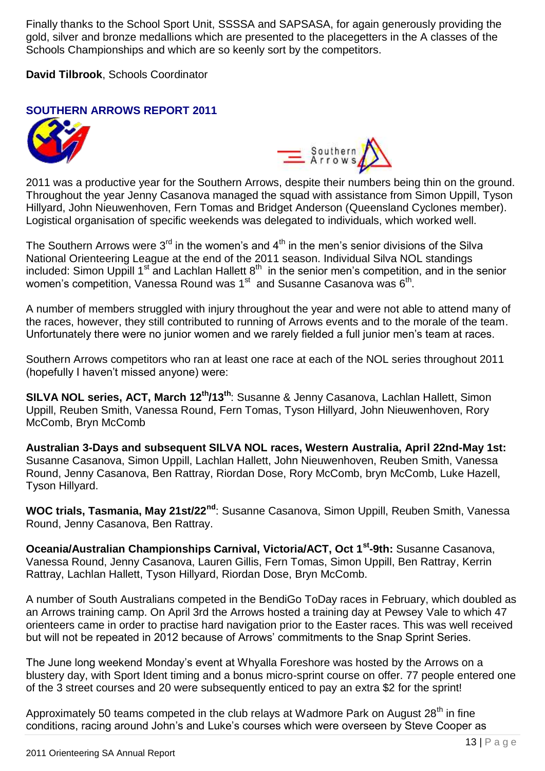Finally thanks to the School Sport Unit, SSSSA and SAPSASA, for again generously providing the gold, silver and bronze medallions which are presented to the placegetters in the A classes of the Schools Championships and which are so keenly sort by the competitors.

**David Tilbrook**, Schools Coordinator

## SOUTHERN ARROWS REPORT 2011

2011 was a productive year for the Southern Arrows, despite their numbers being thin on the ground. Throughout the year Jenny Casanova managed the squad with assistance from Simon Uppill, Tyson Hillyard, John Nieuwenhoven, Fern Tomas and Bridget Anderson (Queensland Cyclones member). Logistical organisation of specific weekends was delegated to individuals, which worked well.

The Southern Arrows were 3rd in the women's and 4th in the men's senior divisions of the Silva National Orienteering League at the end of the 2011 season. Individual Silva NOL standings included: Simon Uppill 1st and Lachlan Hallett 8th in the senior men's competition, and in the senior women's competition, Vanessa Round was 1st and Susanne Casanova was 6th.

A number of members struggled with injury throughout the year and were not able to attend many of the races, however, they still contributed to running of Arrows events and to the morale of the team. Unfortunately there were no junior women and we rarely fielded a full junior men's team at races.

Southern Arrows competitors who ran at least one race at each of the NOL series throughout 2011 (hopefully I haven't missed anyone) were:

**SILVA NOL series, ACT, March 12th/13th**: Susanne & Jenny Casanova, Lachlan Hallett, Simon Uppill, Reuben Smith, Vanessa Round, Fern Tomas, Tyson Hillyard, John Nieuwenhoven, Rory McComb, Bryn McComb

**Australian 3-Days and subsequent SILVA NOL races, Western Australia, April 22nd-May 1st:** Susanne Casanova, Simon Uppill, Lachlan Hallett, John Nieuwenhoven, Reuben Smith, Vanessa Round, Jenny Casanova, Ben Rattray, Riordan Dose, Rory McComb, bryn McComb, Luke Hazell, Tyson Hillyard.

**WOC trials, Tasmania, May 21st/22nd**: Susanne Casanova, Simon Uppill, Reuben Smith, Vanessa Round, Jenny Casanova, Ben Rattray.

**Oceania/Australian Championships Carnival, Victoria/ACT, Oct 1st-9th:** Susanne Casanova, Vanessa Round, Jenny Casanova, Lauren Gillis, Fern Tomas, Simon Uppill, Ben Rattray, Kerrin Rattray, Lachlan Hallett, Tyson Hillyard, Riordan Dose, Bryn McComb.

A number of South Australians competed in the BendiGo ToDay races in February, which doubled as an Arrows training camp. On April 3rd the Arrows hosted a training day at Pewsey Vale to which 47 orienteers came in order to practise hard navigation prior to the Easter races. This was well received but will not be repeated in 2012 because of Arrows' commitments to the Snap Sprint Series.

The June long weekend Monday's event at Whyalla Foreshore was hosted by the Arrows on a blustery day, with Sport Ident timing and a bonus micro-sprint course on offer. 77 people entered one of the 3 street courses and 20 were subsequently enticed to pay an extra $2 for the sprint!

Approximately 50 teams competed in the club relays at Wadmore Park on August 28th in fine conditions, racing around John's and Luke's courses which were overseen by Steve Cooper as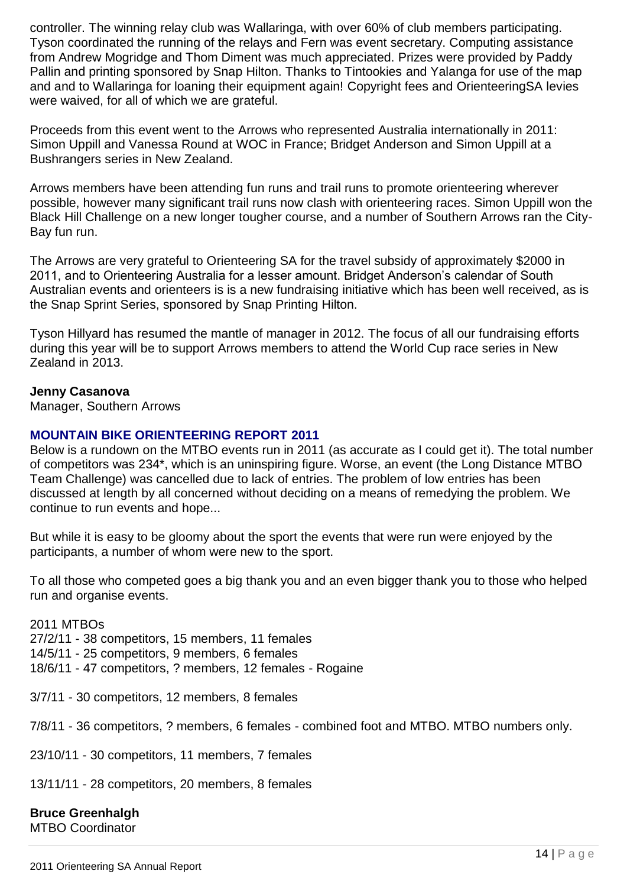controller. The winning relay club was Wallaringa, with over 60% of club members participating. Tyson coordinated the running of the relays and Fern was event secretary. Computing assistance from Andrew Mogridge and Thom Diment was much appreciated. Prizes were provided by Paddy Pallin and printing sponsored by Snap Hilton. Thanks to Tintookies and Yalanga for use of the map and and to Wallaringa for loaning their equipment again! Copyright fees and OrienteeringSA levies were waived, for all of which we are grateful.

Proceeds from this event went to the Arrows who represented Australia internationally in 2011: Simon Uppill and Vanessa Round at WOC in France; Bridget Anderson and Simon Uppill at a Bushrangers series in New Zealand.

Arrows members have been attending fun runs and trail runs to promote orienteering wherever possible, however many significant trail runs now clash with orienteering races. Simon Uppill won the Black Hill Challenge on a new longer tougher course, and a number of Southern Arrows ran the City-Bay fun run.

The Arrows are very grateful to Orienteering SA for the travel subsidy of approximately $2000 in 2011, and to Orienteering Australia for a lesser amount. Bridget Anderson's calendar of South Australian events and orienteers is is a new fundraising initiative which has been well received, as is the Snap Sprint Series, sponsored by Snap Printing Hilton.

Tyson Hillyard has resumed the mantle of manager in 2012. The focus of all our fundraising efforts during this year will be to support Arrows members to attend the World Cup race series in New Zealand in 2013.

**Jenny Casanova**
Manager, Southern Arrows

## MOUNTAIN BIKE ORIENTEERING REPORT 2011

Below is a rundown on the MTBO events run in 2011 (as accurate as I could get it). The total number of competitors was 234*, which is an uninspiring figure. Worse, an event (the Long Distance MTBO Team Challenge) was cancelled due to lack of entries. The problem of low entries has been discussed at length by all concerned without deciding on a means of remedying the problem. We continue to run events and hope...

But while it is easy to be gloomy about the sport the events that were run were enjoyed by the participants, a number of whom were new to the sport.

To all those who competed goes a big thank you and an even bigger thank you to those who helped run and organise events.

2011 MTBOs
27/2/11 - 38 competitors, 15 members, 11 females
14/5/11 - 25 competitors, 9 members, 6 females
18/6/11 - 47 competitors, ? members, 12 females - Rogaine

3/7/11 - 30 competitors, 12 members, 8 females

7/8/11 - 36 competitors, ? members, 6 females - combined foot and MTBO. MTBO numbers only.

23/10/11 - 30 competitors, 11 members, 7 females

13/11/11 - 28 competitors, 20 members, 8 females

**Bruce Greenhalgh**
MTBO Coordinator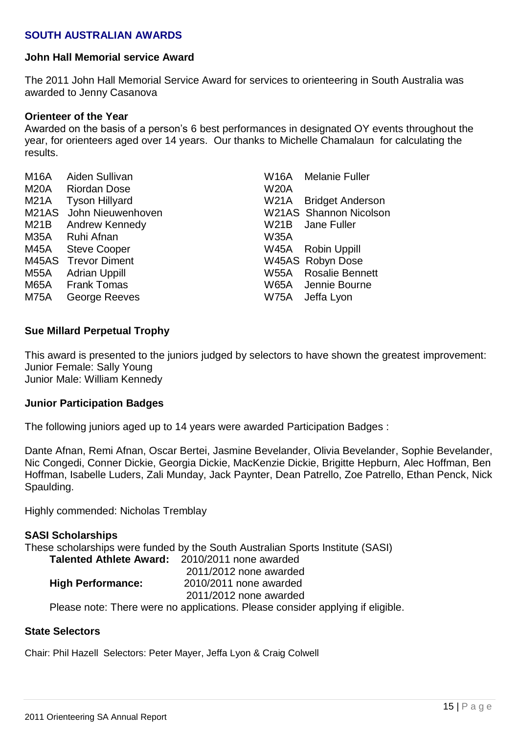## SOUTH AUSTRALIAN AWARDS

### John Hall Memorial service Award

The 2011 John Hall Memorial Service Award for services to orienteering in South Australia was awarded to Jenny Casanova

### Orienteer of the Year

Awarded on the basis of a person's 6 best performances in designated OY events throughout the year, for orienteers aged over 14 years. Our thanks to Michelle Chamalaun for calculating the results.

| | | | |
|---|---|---|---|
| M16A | Aiden Sullivan | W16A | Melanie Fuller |
| M20A | Riordan Dose | W20A | |
| M21A | Tyson Hillyard | W21A | Bridget Anderson |
| M21AS | John Nieuwenhoven | W21AS | Shannon Nicolson |
| M21B | Andrew Kennedy | W21B | Jane Fuller |
| M35A | Ruhi Afnan | W35A | |
| M45A | Steve Cooper | W45A | Robin Uppill |
| M45AS | Trevor Diment | W45AS | Robyn Dose |
| M55A | Adrian Uppill | W55A | Rosalie Bennett |
| M65A | Frank Tomas | W65A | Jennie Bourne |
| M75A | George Reeves | W75A | Jeffa Lyon |

### Sue Millard Perpetual Trophy

This award is presented to the juniors judged by selectors to have shown the greatest improvement:
Junior Female: Sally Young
Junior Male: William Kennedy

### Junior Participation Badges

The following juniors aged up to 14 years were awarded Participation Badges :

Dante Afnan, Remi Afnan, Oscar Bertei, Jasmine Bevelander, Olivia Bevelander, Sophie Bevelander, Nic Congedi, Conner Dickie, Georgia Dickie, MacKenzie Dickie, Brigitte Hepburn, Alec Hoffman, Ben Hoffman, Isabelle Luders, Zali Munday, Jack Paynter, Dean Patrello, Zoe Patrello, Ethan Penck, Nick Spaulding.

Highly commended: Nicholas Tremblay

### SASI Scholarships

These scholarships were funded by the South Australian Sports Institute (SASI)

**Talented Athlete Award:** 2010/2011 none awarded
2011/2012 none awarded

**High Performance:** 2010/2011 none awarded
2011/2012 none awarded

Please note: There were no applications. Please consider applying if eligible.

### State Selectors

Chair: Phil Hazell Selectors: Peter Mayer, Jeffa Lyon & Craig Colwell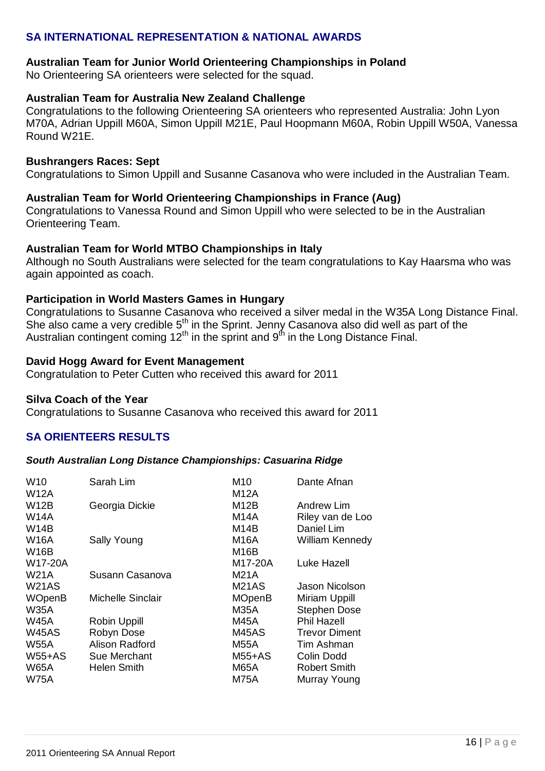## SA INTERNATIONAL REPRESENTATION & NATIONAL AWARDS

**Australian Team for Junior World Orienteering Championships in Poland**
No Orienteering SA orienteers were selected for the squad.

**Australian Team for Australia New Zealand Challenge**
Congratulations to the following Orienteering SA orienteers who represented Australia: John Lyon M70A, Adrian Uppill M60A, Simon Uppill M21E, Paul Hoopmann M60A, Robin Uppill W50A, Vanessa Round W21E.

**Bushrangers Races: Sept**
Congratulations to Simon Uppill and Susanne Casanova who were included in the Australian Team.

**Australian Team for World Orienteering Championships in France (Aug)**
Congratulations to Vanessa Round and Simon Uppill who were selected to be in the Australian Orienteering Team.

**Australian Team for World MTBO Championships in Italy**
Although no South Australians were selected for the team congratulations to Kay Haarsma who was again appointed as coach.

**Participation in World Masters Games in Hungary**
Congratulations to Susanne Casanova who received a silver medal in the W35A Long Distance Final. She also came a very credible 5th in the Sprint. Jenny Casanova also did well as part of the Australian contingent coming 12th in the sprint and 9th in the Long Distance Final.

**David Hogg Award for Event Management**
Congratulation to Peter Cutten who received this award for 2011

**Silva Coach of the Year**
Congratulations to Susanne Casanova who received this award for 2011

## SA ORIENTEERS RESULTS

***South Australian Long Distance Championships: Casuarina Ridge***

| Class | Name | Class | Name |
|---|---|---|---|
| W10 | Sarah Lim | M10 | Dante Afnan |
| W12A | | M12A | |
| W12B | Georgia Dickie | M12B | Andrew Lim |
| W14A | | M14A | Riley van de Loo |
| W14B | | M14B | Daniel Lim |
| W16A | Sally Young | M16A | William Kennedy |
| W16B | | M16B | |
| W17-20A | | M17-20A | Luke Hazell |
| W21A | Susann Casanova | M21A | |
| W21AS | | M21AS | Jason Nicolson |
| WOpenB | Michelle Sinclair | MOpenB | Miriam Uppill |
| W35A | | M35A | Stephen Dose |
| W45A | Robin Uppill | M45A | Phil Hazell |
| W45AS | Robyn Dose | M45AS | Trevor Diment |
| W55A | Alison Radford | M55A | Tim Ashman |
| W55+AS | Sue Merchant | M55+AS | Colin Dodd |
| W65A | Helen Smith | M65A | Robert Smith |
| W75A | | M75A | Murray Young |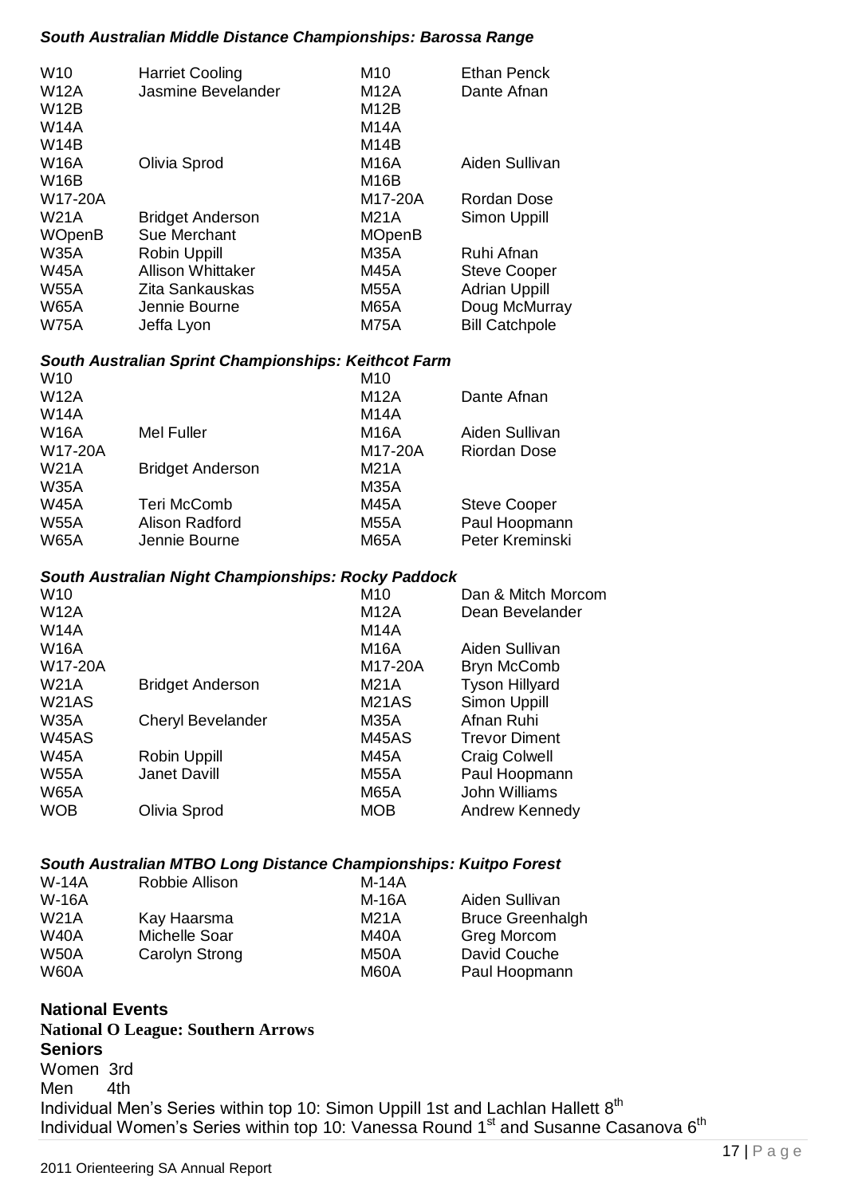### *South Australian Middle Distance Championships: Barossa Range*

| | | | |
|---|---|---|---|
| W10 | Harriet Cooling | M10 | Ethan Penck |
| W12A | Jasmine Bevelander | M12A | Dante Afnan |
| W12B | | M12B | |
| W14A | | M14A | |
| W14B | | M14B | |
| W16A | Olivia Sprod | M16A | Aiden Sullivan |
| W16B | | M16B | |
| W17-20A | | M17-20A | Rordan Dose |
| W21A | Bridget Anderson | M21A | Simon Uppill |
| WOpenB | Sue Merchant | MOpenB | |
| W35A | Robin Uppill | M35A | Ruhi Afnan |
| W45A | Allison Whittaker | M45A | Steve Cooper |
| W55A | Zita Sankauskas | M55A | Adrian Uppill |
| W65A | Jennie Bourne | M65A | Doug McMurray |
| W75A | Jeffa Lyon | M75A | Bill Catchpole |

### *South Australian Sprint Championships: Keithcot Farm*

| | | | |
|---|---|---|---|
| W10 | | M10 | |
| W12A | | M12A | Dante Afnan |
| W14A | | M14A | |
| W16A | Mel Fuller | M16A | Aiden Sullivan |
| W17-20A | | M17-20A | Riordan Dose |
| W21A | Bridget Anderson | M21A | |
| W35A | | M35A | |
| W45A | Teri McComb | M45A | Steve Cooper |
| W55A | Alison Radford | M55A | Paul Hoopmann |
| W65A | Jennie Bourne | M65A | Peter Kreminski |

### *South Australian Night Championships: Rocky Paddock*

| | | | |
|---|---|---|---|
| W10 | | M10 | Dan & Mitch Morcom |
| W12A | | M12A | Dean Bevelander |
| W14A | | M14A | |
| W16A | | M16A | Aiden Sullivan |
| W17-20A | | M17-20A | Bryn McComb |
| W21A | Bridget Anderson | M21A | Tyson Hillyard |
| W21AS | | M21AS | Simon Uppill |
| W35A | Cheryl Bevelander | M35A | Afnan Ruhi |
| W45AS | | M45AS | Trevor Diment |
| W45A | Robin Uppill | M45A | Craig Colwell |
| W55A | Janet Davill | M55A | Paul Hoopmann |
| W65A | | M65A | John Williams |
| WOB | Olivia Sprod | MOB | Andrew Kennedy |

### *South Australian MTBO Long Distance Championships: Kuitpo Forest*

| | | | |
|---|---|---|---|
| W-14A | Robbie Allison | M-14A | |
| W-16A | | M-16A | Aiden Sullivan |
| W21A | Kay Haarsma | M21A | Bruce Greenhalgh |
| W40A | Michelle Soar | M40A | Greg Morcom |
| W50A | Carolyn Strong | M50A | David Couche |
| W60A | | M60A | Paul Hoopmann |

## National Events

**National O League: Southern Arrows**

**Seniors**

Women 3rd
Men 4th

Individual Men's Series within top 10: Simon Uppill 1st and Lachlan Hallett 8th
Individual Women's Series within top 10: Vanessa Round 1st and Susanne Casanova 6th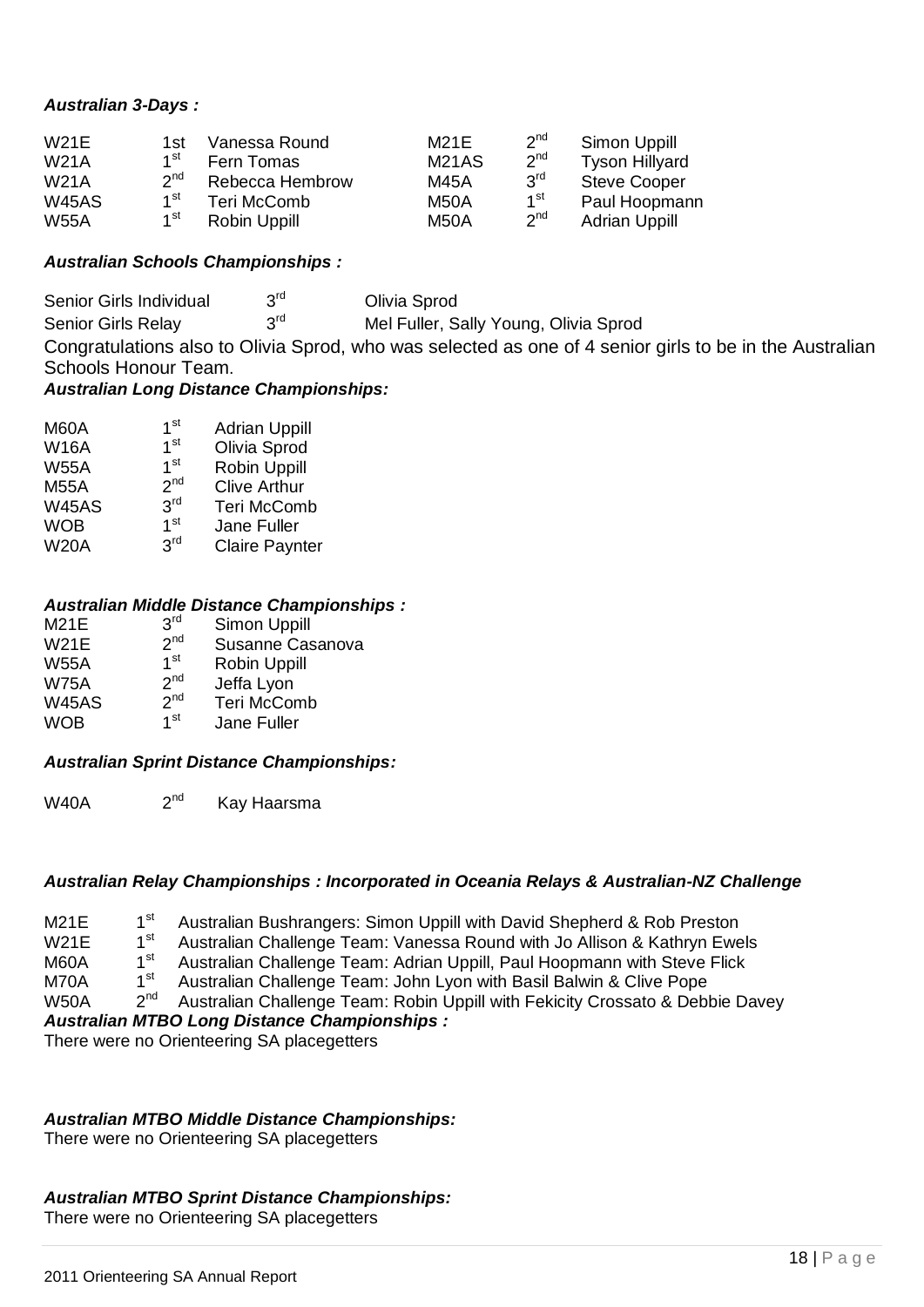***Australian 3-Days :***

| | | | | | |
|---|---|---|---|---|---|
| W21E | 1st | Vanessa Round | M21E | 2nd | Simon Uppill |
| W21A | 1st | Fern Tomas | M21AS | 2nd | Tyson Hillyard |
| W21A | 2nd | Rebecca Hembrow | M45A | 3rd | Steve Cooper |
| W45AS | 1st | Teri McComb | M50A | 1st | Paul Hoopmann |
| W55A | 1st | Robin Uppill | M50A | 2nd | Adrian Uppill |

***Australian Schools Championships :***

| | | |
|---|---|---|
| Senior Girls Individual | 3rd | Olivia Sprod |
| Senior Girls Relay | 3rd | Mel Fuller, Sally Young, Olivia Sprod |

Congratulations also to Olivia Sprod, who was selected as one of 4 senior girls to be in the Australian Schools Honour Team.

***Australian Long Distance Championships:***

| | | |
|---|---|---|
| M60A | 1st | Adrian Uppill |
| W16A | 1st | Olivia Sprod |
| W55A | 1st | Robin Uppill |
| M55A | 2nd | Clive Arthur |
| W45AS | 3rd | Teri McComb |
| WOB | 1st | Jane Fuller |
| W20A | 3rd | Claire Paynter |

***Australian Middle Distance Championships :***

| | | |
|---|---|---|
| M21E | 3rd | Simon Uppill |
| W21E | 2nd | Susanne Casanova |
| W55A | 1st | Robin Uppill |
| W75A | 2nd | Jeffa Lyon |
| W45AS | 2nd | Teri McComb |
| WOB | 1st | Jane Fuller |

***Australian Sprint Distance Championships:***

| | | |
|---|---|---|
| W40A | 2nd | Kay Haarsma |

***Australian Relay Championships : Incorporated in Oceania Relays & Australian-NZ Challenge***

| | | |
|---|---|---|
| M21E | 1st | Australian Bushrangers: Simon Uppill with David Shepherd & Rob Preston |
| W21E | 1st | Australian Challenge Team: Vanessa Round with Jo Allison & Kathryn Ewels |
| M60A | 1st | Australian Challenge Team: Adrian Uppill, Paul Hoopmann with Steve Flick |
| M70A | 1st | Australian Challenge Team: John Lyon with Basil Balwin & Clive Pope |
| W50A | 2nd | Australian Challenge Team: Robin Uppill with Fekicity Crossato & Debbie Davey |

***Australian MTBO Long Distance Championships :***

There were no Orienteering SA placegetters

***Australian MTBO Middle Distance Championships:***

There were no Orienteering SA placegetters

***Australian MTBO Sprint Distance Championships:***

There were no Orienteering SA placegetters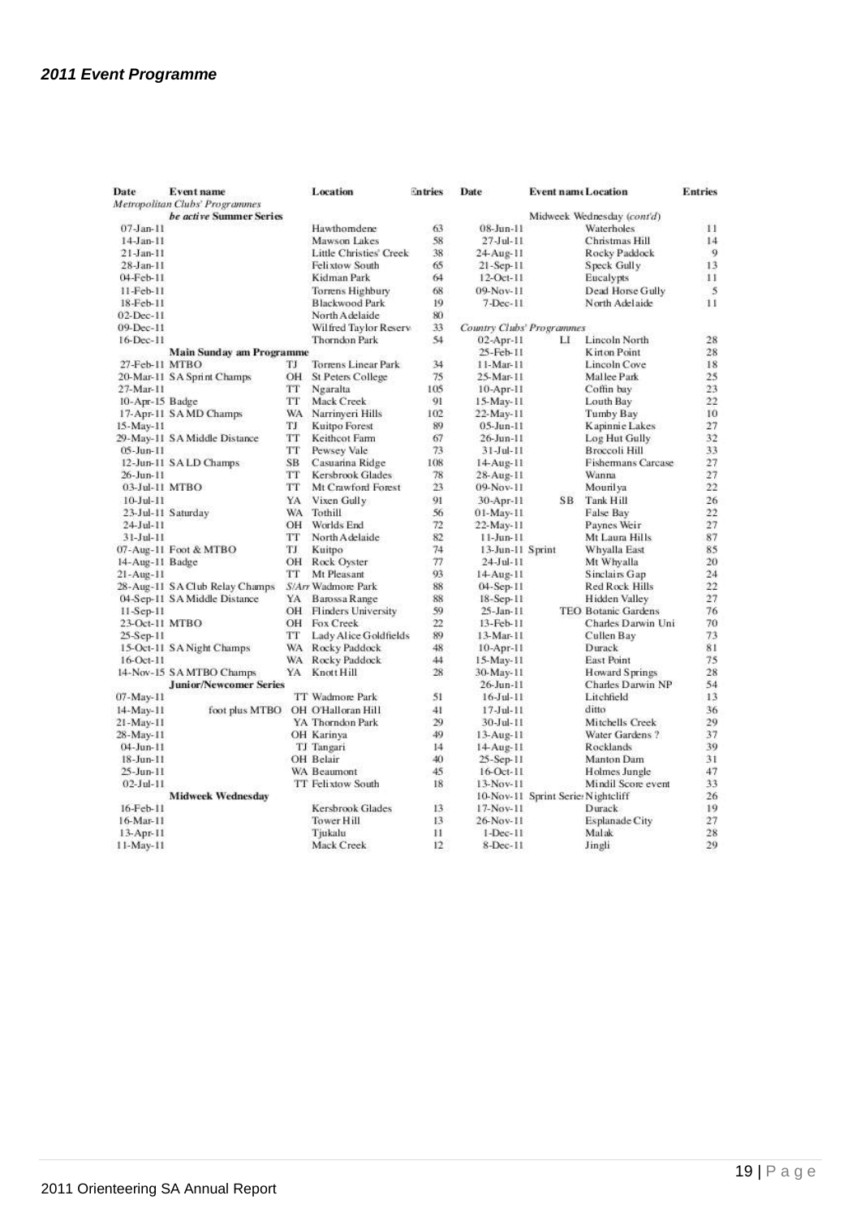### *2011 Event Programme*

| Date | Event name | | Location | Entries |
|---|---|---|---|---|
| *Metropolitan Clubs' Programmes* | | | | |
| | ***be active* Summer Series** | | | |
| 07-Jan-11 | | | Hawthorndene | 63 |
| 14-Jan-11 | | | Mawson Lakes | 58 |
| 21-Jan-11 | | | Little Christies' Creek | 38 |
| 28-Jan-11 | | | Felixtow South | 65 |
| 04-Feb-11 | | | Kidman Park | 64 |
| 11-Feb-11 | | | Torrens Highbury | 68 |
| 18-Feb-11 | | | Blackwood Park | 19 |
| 02-Dec-11 | | | North Adelaide | 80 |
| 09-Dec-11 | | | Wilfred Taylor Reserv | 33 |
| 16-Dec-11 | | | Thorndon Park | 54 |
| | **Main Sunday am Programme** | | | |
| 27-Feb-11 | MTBO | TJ | Torrens Linear Park | 34 |
| 20-Mar-11 | SA Sprint Champs | OH | St Peters College | 75 |
| 27-Mar-11 | | TT | Ngaralta | 105 |
| 10-Apr-15 | Badge | TT | Mack Creek | 91 |
| 17-Apr-11 | SA MD Champs | WA | Narrinyeri Hills | 102 |
| 15-May-11 | | TJ | Kuitpo Forest | 89 |
| 29-May-11 | SA Middle Distance | TT | Keithcot Farm | 67 |
| 05-Jun-11 | | TT | Pewsey Vale | 73 |
| 12-Jun-11 | SA LD Champs | SB | Casuarina Ridge | 108 |
| 26-Jun-11 | | TT | Kersbrook Glades | 78 |
| 03-Jul-11 | MTBO | TT | Mt Crawford Forest | 23 |
| 10-Jul-11 | | YA | Vixen Gully | 91 |
| 23-Jul-11 | Saturday | WA | Tothill | 56 |
| 24-Jul-11 | | OH | Worlds End | 72 |
| 31-Jul-11 | | TT | North Adelaide | 82 |
| 07-Aug-11 | Foot & MTBO | TJ | Kuitpo | 74 |
| 14-Aug-11 | Badge | OH | Rock Oyster | 77 |
| 21-Aug-11 | | TT | Mt Pleasant | 93 |
| 28-Aug-11 | SA Club Relay Champs | S/Arr | Wadmore Park | 88 |
| 04-Sep-11 | SA Middle Distance | YA | Barossa Range | 88 |
| 11-Sep-11 | | OH | Flinders University | 59 |
| 23-Oct-11 | MTBO | OH | Fox Creek | 22 |
| 25-Sep-11 | | TT | Lady Alice Goldfields | 89 |
| 15-Oct-11 | SA Night Champs | WA | Rocky Paddock | 48 |
| 16-Oct-11 | | WA | Rocky Paddock | 44 |
| 14-Nov-15 | SA MTBO Champs | YA | Knott Hill | 28 |
| | **Junior/Newcomer Series** | | | |
| 07-May-11 | | TT | Wadmore Park | 51 |
| 14-May-11 | foot plus MTBO | OH | O'Halloran Hill | 41 |
| 21-May-11 | | YA | Thorndon Park | 29 |
| 28-May-11 | | OH | Karinya | 49 |
| 04-Jun-11 | | TJ | Tangari | 14 |
| 18-Jun-11 | | OH | Belair | 40 |
| 25-Jun-11 | | WA | Beaumont | 45 |
| 02-Jul-11 | | TT | Felixtow South | 18 |
| | **Midweek Wednesday** | | | |
| 16-Feb-11 | | | Kersbrook Glades | 13 |
| 16-Mar-11 | | | Tower Hill | 13 |
| 13-Apr-11 | | | Tjukalu | 11 |
| 11-May-11 | | | Mack Creek | 12 |

| Date | Event name | | Location | Entries |
|---|---|---|---|---|
| | Midweek Wednesday *(cont'd)* | | | |
| 08-Jun-11 | | | Waterholes | 11 |
| 27-Jul-11 | | | Christmas Hill | 14 |
| 24-Aug-11 | | | Rocky Paddock | 9 |
| 21-Sep-11 | | | Speck Gully | 13 |
| 12-Oct-11 | | | Eucalypts | 11 |
| 09-Nov-11 | | | Dead Horse Gully | 5 |
| 7-Dec-11 | | | North Adelaide | 11 |
| *Country Clubs' Programmes* | | | | |
| 02-Apr-11 | | LI | Lincoln North | 28 |
| 25-Feb-11 | | | Kirton Point | 28 |
| 11-Mar-11 | | | Lincoln Cove | 18 |
| 25-Mar-11 | | | Mallee Park | 25 |
| 10-Apr-11 | | | Coffin bay | 23 |
| 15-May-11 | | | Louth Bay | 22 |
| 22-May-11 | | | Tumby Bay | 10 |
| 05-Jun-11 | | | Kapinnie Lakes | 27 |
| 26-Jun-11 | | | Log Hut Gully | 32 |
| 31-Jul-11 | | | Broccoli Hill | 33 |
| 14-Aug-11 | | | Fishermans Carcase | 27 |
| 28-Aug-11 | | | Wanna | 27 |
| 09-Nov-11 | | | Mourilya | 22 |
| 30-Apr-11 | | SB | Tank Hill | 26 |
| 01-May-11 | | | False Bay | 22 |
| 22-May-11 | | | Paynes Weir | 27 |
| 11-Jun-11 | | | Mt Laura Hills | 87 |
| 13-Jun-11 | Sprint | | Whyalla East | 85 |
| 24-Jul-11 | | | Mt Whyalla | 20 |
| 14-Aug-11 | | | Sinclairs Gap | 24 |
| 04-Sep-11 | | | Red Rock Hills | 22 |
| 18-Sep-11 | | | Hidden Valley | 27 |
| 25-Jan-11 | | TEO | Botanic Gardens | 76 |
| 13-Feb-11 | | | Charles Darwin Uni | 70 |
| 13-Mar-11 | | | Cullen Bay | 73 |
| 10-Apr-11 | | | Durack | 81 |
| 15-May-11 | | | East Point | 75 |
| 30-May-11 | | | Howard Springs | 28 |
| 26-Jun-11 | | | Charles Darwin NP | 54 |
| 16-Jul-11 | | | Litchfield | 13 |
| 17-Jul-11 | | | ditto | 36 |
| 30-Jul-11 | | | Mitchells Creek | 29 |
| 13-Aug-11 | | | Water Gardens ? | 37 |
| 14-Aug-11 | | | Rocklands | 39 |
| 25-Sep-11 | | | Manton Dam | 31 |
| 16-Oct-11 | | | Holmes Jungle | 47 |
| 13-Nov-11 | | | Mindil Score event | 33 |
| 10-Nov-11 | Sprint Series | | Nightcliff | 26 |
| 17-Nov-11 | | | Durack | 19 |
| 26-Nov-11 | | | Esplanade City | 27 |
| 1-Dec-11 | | | Malak | 28 |
| 8-Dec-11 | | | Jingli | 29 |